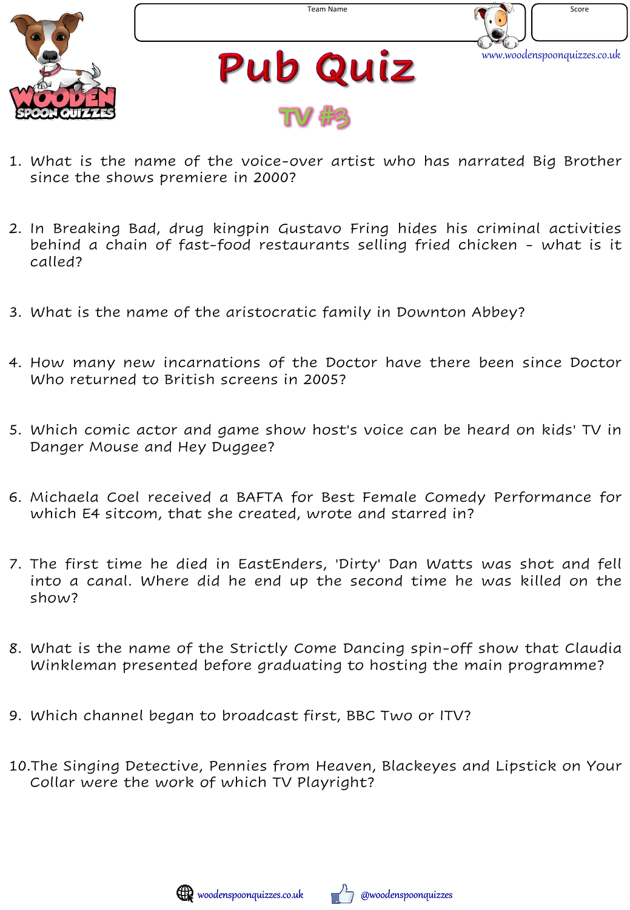Team Name

Score

www.woodenspoonquizzes.co.uk

# Pub Quiz

## TV #3

1. What is the name of the voice-over artist who has narrated Big Brother since the shows premiere in 2000?

2. In Breaking Bad, drug kingpin Gustavo Fring hides his criminal activities behind a chain of fast-food restaurants selling fried chicken - what is it called?

3. What is the name of the aristocratic family in Downton Abbey?

4. How many new incarnations of the Doctor have there been since Doctor Who returned to British screens in 2005?

5. Which comic actor and game show host's voice can be heard on kids' TV in Danger Mouse and Hey Duggee?

6. Michaela Coel received a BAFTA for Best Female Comedy Performance for which E4 sitcom, that she created, wrote and starred in?

7. The first time he died in EastEnders, 'Dirty' Dan Watts was shot and fell into a canal. Where did he end up the second time he was killed on the show?

8. What is the name of the Strictly Come Dancing spin-off show that Claudia Winkleman presented before graduating to hosting the main programme?

9. Which channel began to broadcast first, BBC Two or ITV?

10. The Singing Detective, Pennies from Heaven, Blackeyes and Lipstick on Your Collar were the work of which TV Playright?

woodenspoonquizzes.co.uk @woodenspoonquizzes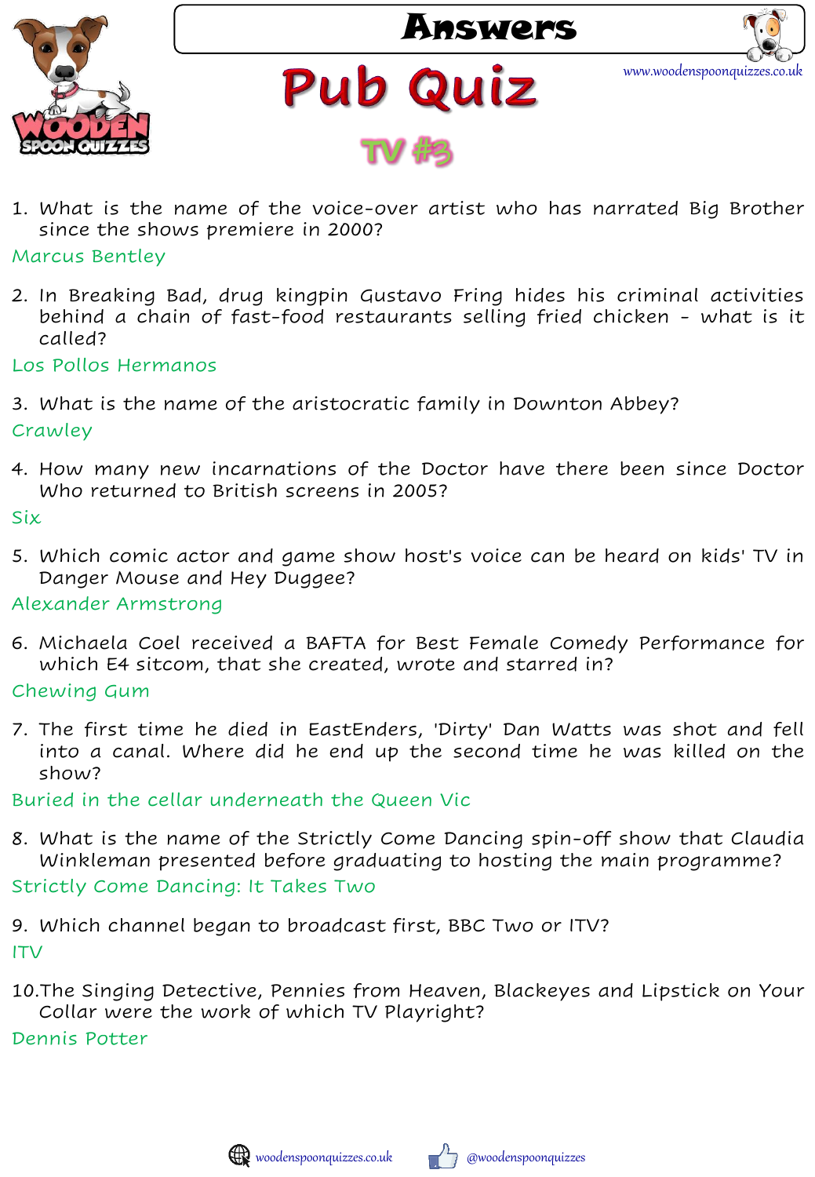# Answers

# Pub Quiz

## TV #3

www.woodenspoonquizzes.co.uk

1. What is the name of the voice-over artist who has narrated Big Brother since the shows premiere in 2000?

Marcus Bentley

2. In Breaking Bad, drug kingpin Gustavo Fring hides his criminal activities behind a chain of fast-food restaurants selling fried chicken - what is it called?

Los Pollos Hermanos

3. What is the name of the aristocratic family in Downton Abbey?

Crawley

4. How many new incarnations of the Doctor have there been since Doctor Who returned to British screens in 2005?

Six

5. Which comic actor and game show host's voice can be heard on kids' TV in Danger Mouse and Hey Duggee?

Alexander Armstrong

6. Michaela Coel received a BAFTA for Best Female Comedy Performance for which E4 sitcom, that she created, wrote and starred in?

Chewing Gum

7. The first time he died in EastEnders, 'Dirty' Dan Watts was shot and fell into a canal. Where did he end up the second time he was killed on the show?

Buried in the cellar underneath the Queen Vic

8. What is the name of the Strictly Come Dancing spin-off show that Claudia Winkleman presented before graduating to hosting the main programme?

Strictly Come Dancing: It Takes Two

9. Which channel began to broadcast first, BBC Two or ITV?

ITV

10. The Singing Detective, Pennies from Heaven, Blackeyes and Lipstick on Your Collar were the work of which TV Playright?

Dennis Potter

woodenspoonquizzes.co.uk @woodenspoonquizzes